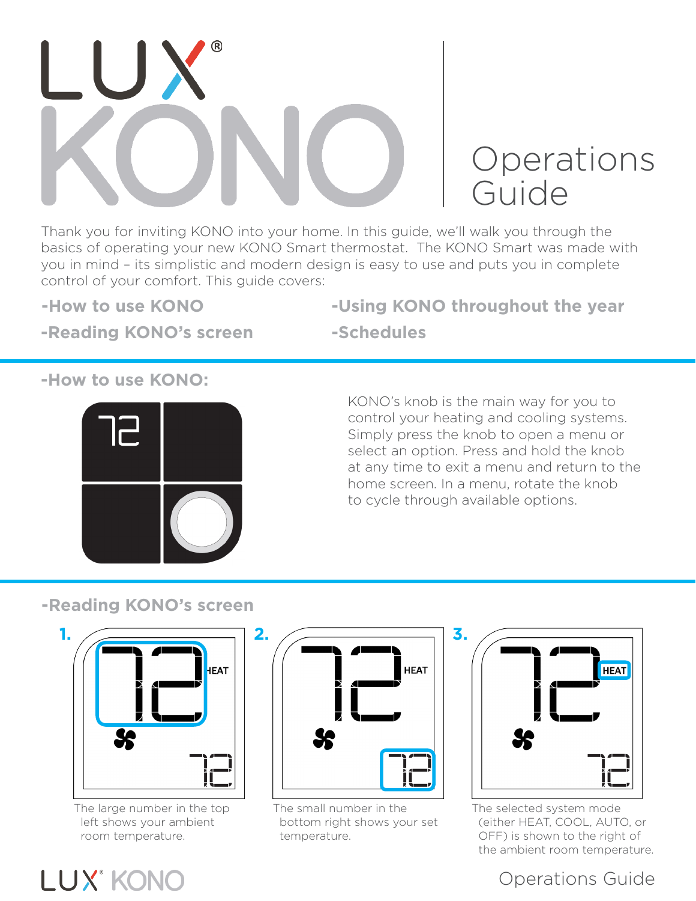# LUX KONO Operations Guide

Thank you for inviting KONO into your home. In this guide, we'll walk you through the basics of operating your new KONO Smart thermostat. The KONO Smart was made with you in mind – its simplistic and modern design is easy to use and puts you in complete control of your comfort. This guide covers:

**-How to use KONO**

**-Reading KONO's screen**

**-Using KONO throughout the year**

**-Schedules**

## -How to use KONO:

KONO's knob is the main way for you to control your heating and cooling systems. Simply press the knob to open a menu or select an option. Press and hold the knob at any time to exit a menu and return to the home screen. In a menu, rotate the knob to cycle through available options.

## -Reading KONO's screen

**1.** The large number in the top left shows your ambient room temperature.

**2.** The small number in the bottom right shows your set temperature.

**3.** The selected system mode (either HEAT, COOL, AUTO, or OFF) is shown to the right of the ambient room temperature.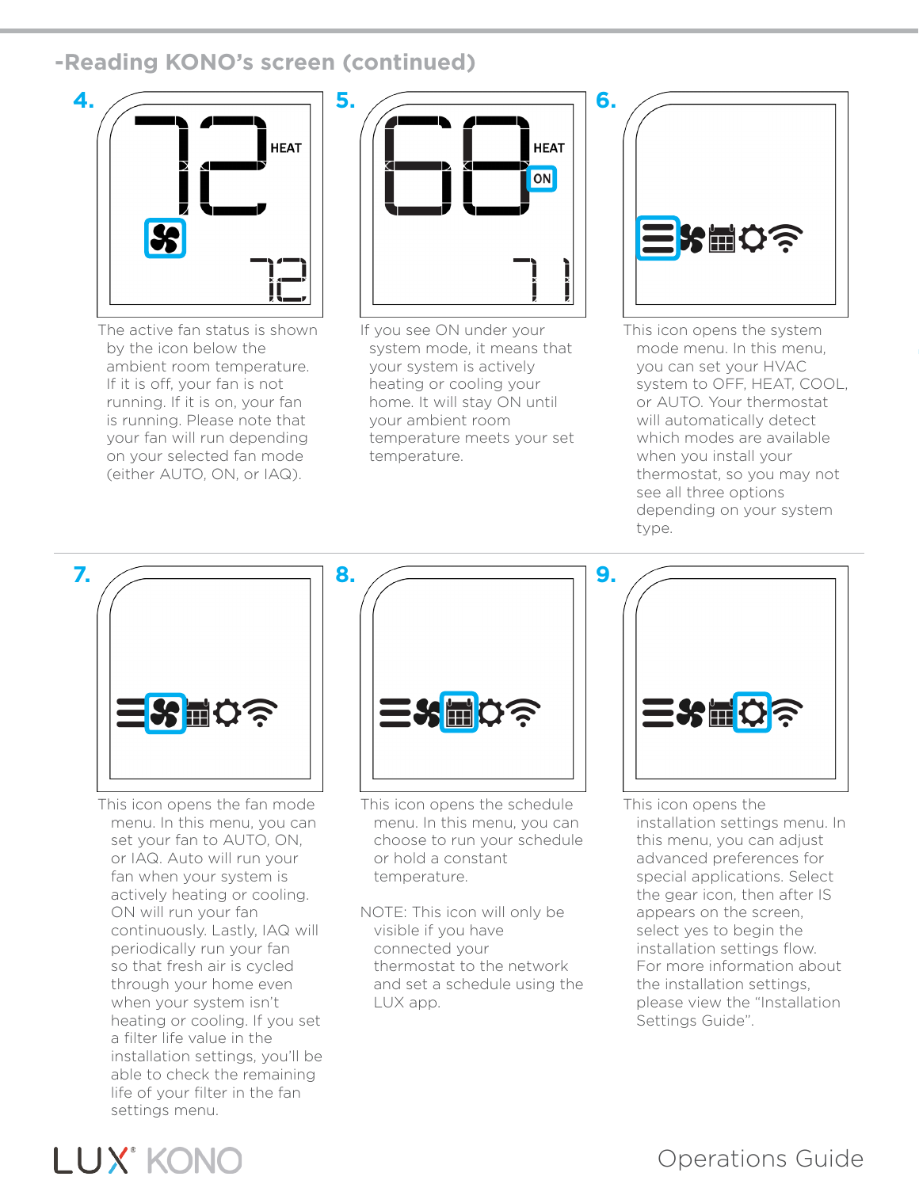## -Reading KONO's screen (continued)

**4.**

HEAT

The active fan status is shown by the icon below the ambient room temperature. If it is off, your fan is not running. If it is on, your fan is running. Please note that your fan will run depending on your selected fan mode (either AUTO, ON, or IAQ).

**5.**

HEAT

ON

If you see ON under your system mode, it means that your system is actively heating or cooling your home. It will stay ON until your ambient room temperature meets your set temperature.

**6.**

This icon opens the system mode menu. In this menu, you can set your HVAC system to OFF, HEAT, COOL, or AUTO. Your thermostat will automatically detect which modes are available when you install your thermostat, so you may not see all three options depending on your system type.

**7.**

This icon opens the fan mode menu. In this menu, you can set your fan to AUTO, ON, or IAQ. Auto will run your fan when your system is actively heating or cooling. ON will run your fan continuously. Lastly, IAQ will periodically run your fan so that fresh air is cycled through your home even when your system isn't heating or cooling. If you set a filter life value in the installation settings, you'll be able to check the remaining life of your filter in the fan settings menu.

**8.**

This icon opens the schedule menu. In this menu, you can choose to run your schedule or hold a constant temperature.

NOTE: This icon will only be visible if you have connected your thermostat to the network and set a schedule using the LUX app.

**9.**

This icon opens the installation settings menu. In this menu, you can adjust advanced preferences for special applications. Select the gear icon, then after IS appears on the screen, select yes to begin the installation settings flow. For more information about the installation settings, please view the "Installation Settings Guide".

LUX® KONO

Operations Guide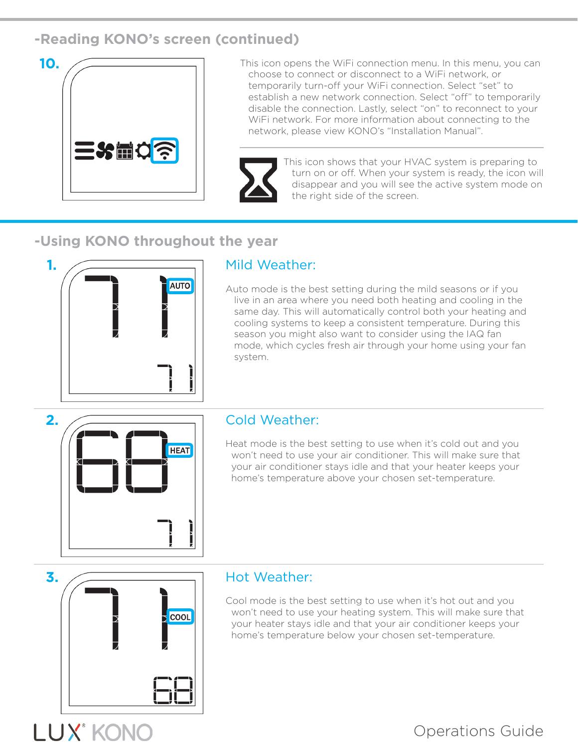## -Reading KONO's screen (continued)

**10.**

This icon opens the WiFi connection menu. In this menu, you can choose to connect or disconnect to a WiFi network, or temporarily turn-off your WiFi connection. Select "set" to establish a new network connection. Select "off" to temporarily disable the connection. Lastly, select "on" to reconnect to your WiFi network. For more information about connecting to the network, please view KONO's "Installation Manual".

This icon shows that your HVAC system is preparing to turn on or off. When your system is ready, the icon will disappear and you will see the active system mode on the right side of the screen.

## -Using KONO throughout the year

**1.**

### Mild Weather:

Auto mode is the best setting during the mild seasons or if you live in an area where you need both heating and cooling in the same day. This will automatically control both your heating and cooling systems to keep a consistent temperature. During this season you might also want to consider using the IAQ fan mode, which cycles fresh air through your home using your fan system.

**2.**

### Cold Weather:

Heat mode is the best setting to use when it's cold out and you won't need to use your air conditioner. This will make sure that your air conditioner stays idle and that your heater keeps your home's temperature above your chosen set-temperature.

**3.**

### Hot Weather:

Cool mode is the best setting to use when it's hot out and you won't need to use your heating system. This will make sure that your heater stays idle and that your air conditioner keeps your home's temperature below your chosen set-temperature.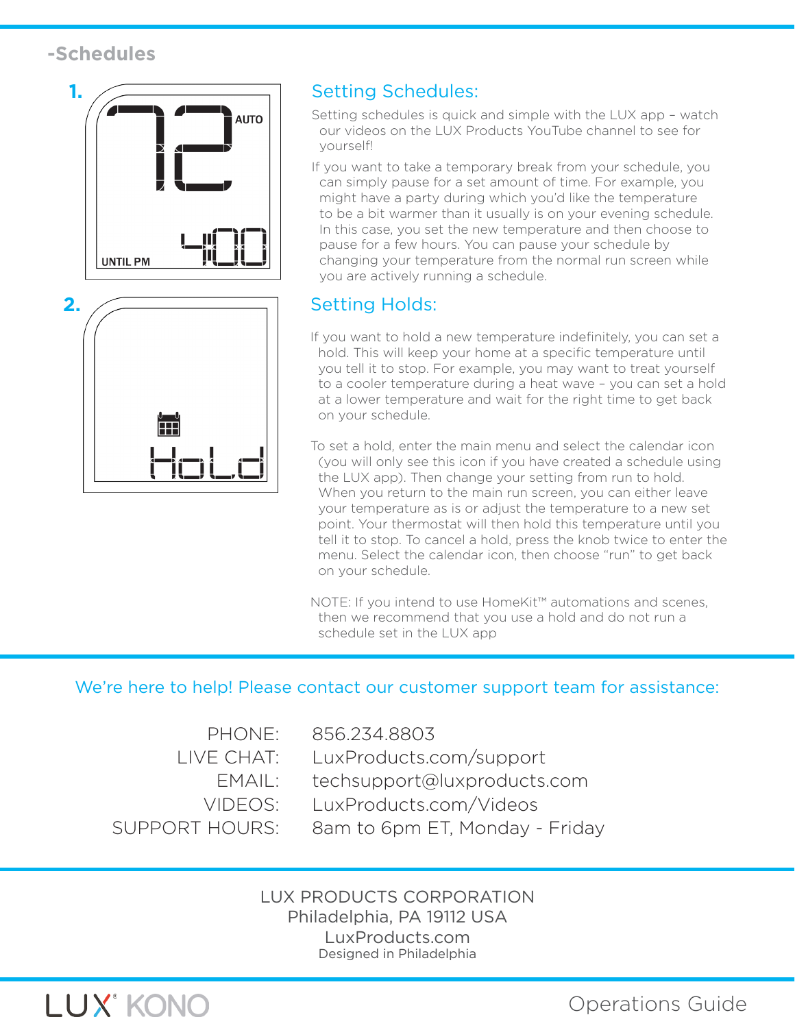## -Schedules

1.

AUTO

UNTIL PM

2.

### Setting Schedules:

Setting schedules is quick and simple with the LUX app – watch our videos on the LUX Products YouTube channel to see for yourself!

If you want to take a temporary break from your schedule, you can simply pause for a set amount of time. For example, you might have a party during which you'd like the temperature to be a bit warmer than it usually is on your evening schedule. In this case, you set the new temperature and then choose to pause for a few hours. You can pause your schedule by changing your temperature from the normal run screen while you are actively running a schedule.

### Setting Holds:

If you want to hold a new temperature indefinitely, you can set a hold. This will keep your home at a specific temperature until you tell it to stop. For example, you may want to treat yourself to a cooler temperature during a heat wave – you can set a hold at a lower temperature and wait for the right time to get back on your schedule.

To set a hold, enter the main menu and select the calendar icon (you will only see this icon if you have created a schedule using the LUX app). Then change your setting from run to hold. When you return to the main run screen, you can either leave your temperature as is or adjust the temperature to a new set point. Your thermostat will then hold this temperature until you tell it to stop. To cancel a hold, press the knob twice to enter the menu. Select the calendar icon, then choose "run" to get back on your schedule.

NOTE: If you intend to use HomeKit™ automations and scenes, then we recommend that you use a hold and do not run a schedule set in the LUX app

We're here to help! Please contact our customer support team for assistance:

| | |
|---|---|
| PHONE: | 856.234.8803 |
| LIVE CHAT: | LuxProducts.com/support |
| EMAIL: | techsupport@luxproducts.com |
| VIDEOS: | LuxProducts.com/Videos |
| SUPPORT HOURS: | 8am to 6pm ET, Monday - Friday |

LUX PRODUCTS CORPORATION
Philadelphia, PA 19112 USA
LuxProducts.com
Designed in Philadelphia

LUX® KONO

Operations Guide